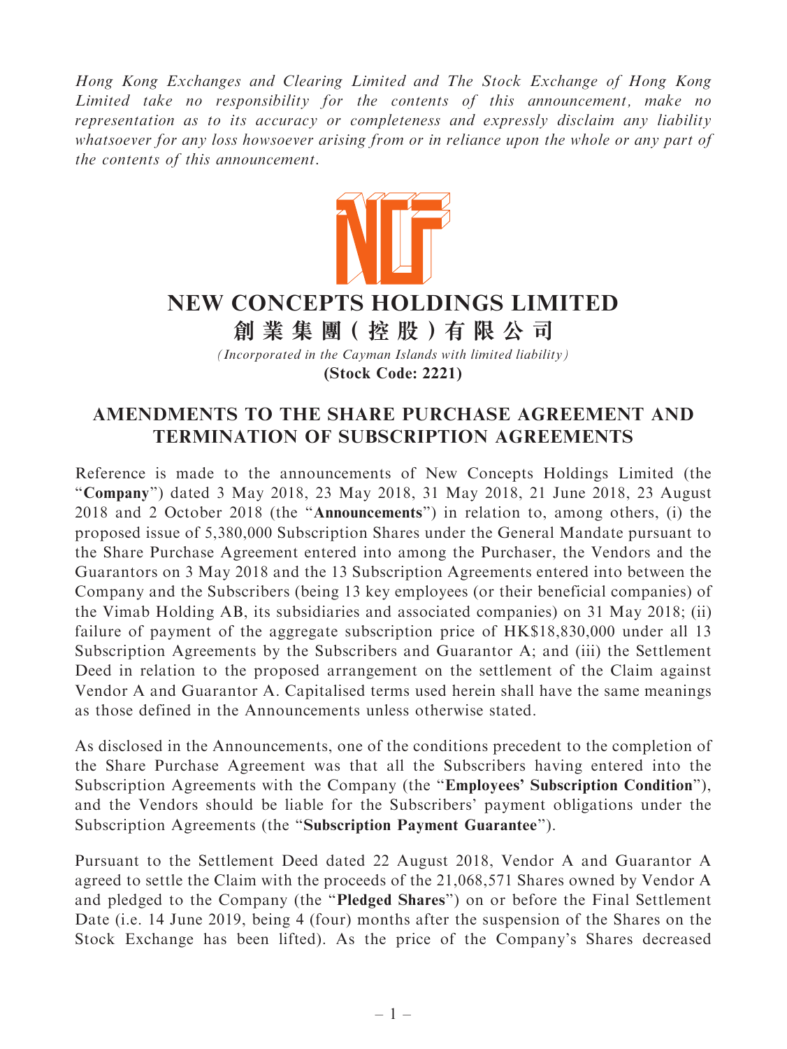*Hong Kong Exchanges and Clearing Limited and The Stock Exchange of Hong Kong Limited take no responsibility for the contents of this announcement, make no representation as to its accuracy or completeness and expressly disclaim any liability whatsoever for any loss howsoever arising from or in reliance upon the whole or any part of the contents of this announcement.*

# NEW CONCEPTS HOLDINGS LIMITED
# 創業集團(控股)有限公司

*(Incorporated in the Cayman Islands with limited liability)*
**(Stock Code: 2221)**

## AMENDMENTS TO THE SHARE PURCHASE AGREEMENT AND TERMINATION OF SUBSCRIPTION AGREEMENTS

Reference is made to the announcements of New Concepts Holdings Limited (the "**Company**") dated 3 May 2018, 23 May 2018, 31 May 2018, 21 June 2018, 23 August 2018 and 2 October 2018 (the "**Announcements**") in relation to, among others, (i) the proposed issue of 5,380,000 Subscription Shares under the General Mandate pursuant to the Share Purchase Agreement entered into among the Purchaser, the Vendors and the Guarantors on 3 May 2018 and the 13 Subscription Agreements entered into between the Company and the Subscribers (being 13 key employees (or their beneficial companies) of the Vimab Holding AB, its subsidiaries and associated companies) on 31 May 2018; (ii) failure of payment of the aggregate subscription price of HK$18,830,000 under all 13 Subscription Agreements by the Subscribers and Guarantor A; and (iii) the Settlement Deed in relation to the proposed arrangement on the settlement of the Claim against Vendor A and Guarantor A. Capitalised terms used herein shall have the same meanings as those defined in the Announcements unless otherwise stated.

As disclosed in the Announcements, one of the conditions precedent to the completion of the Share Purchase Agreement was that all the Subscribers having entered into the Subscription Agreements with the Company (the "**Employees' Subscription Condition**"), and the Vendors should be liable for the Subscribers' payment obligations under the Subscription Agreements (the "**Subscription Payment Guarantee**").

Pursuant to the Settlement Deed dated 22 August 2018, Vendor A and Guarantor A agreed to settle the Claim with the proceeds of the 21,068,571 Shares owned by Vendor A and pledged to the Company (the "**Pledged Shares**") on or before the Final Settlement Date (i.e. 14 June 2019, being 4 (four) months after the suspension of the Shares on the Stock Exchange has been lifted). As the price of the Company's Shares decreased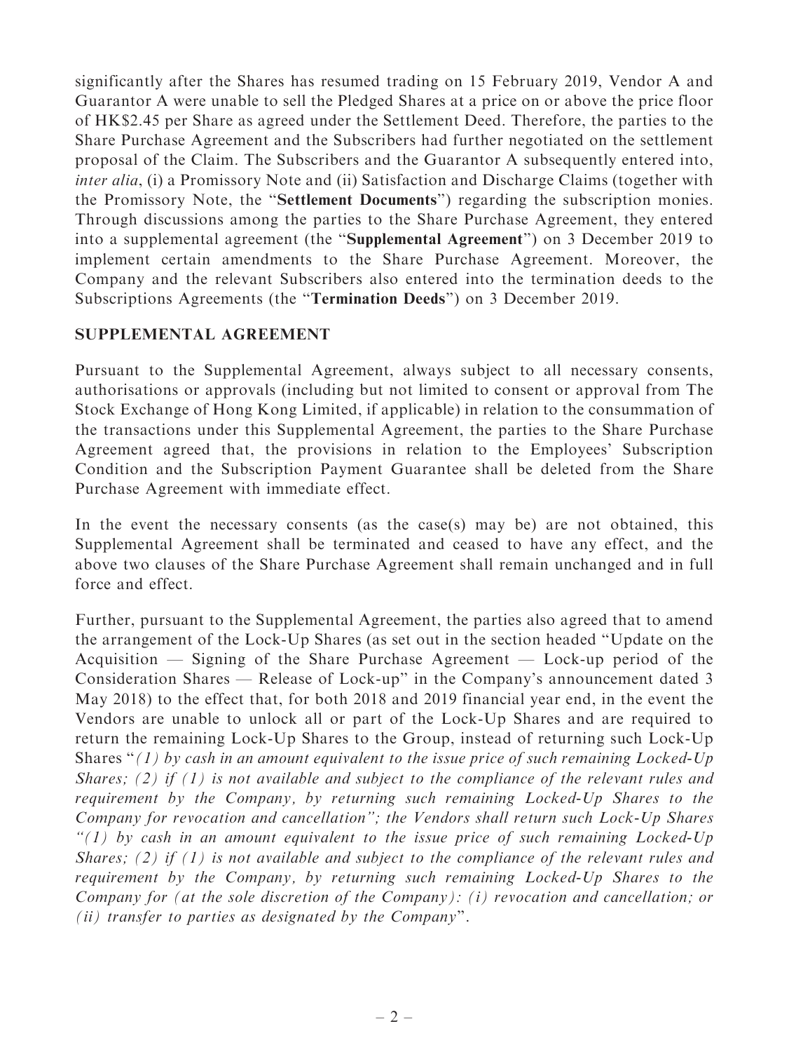significantly after the Shares has resumed trading on 15 February 2019, Vendor A and Guarantor A were unable to sell the Pledged Shares at a price on or above the price floor of HK$2.45 per Share as agreed under the Settlement Deed. Therefore, the parties to the Share Purchase Agreement and the Subscribers had further negotiated on the settlement proposal of the Claim. The Subscribers and the Guarantor A subsequently entered into, *inter alia*, (i) a Promissory Note and (ii) Satisfaction and Discharge Claims (together with the Promissory Note, the "**Settlement Documents**") regarding the subscription monies. Through discussions among the parties to the Share Purchase Agreement, they entered into a supplemental agreement (the "**Supplemental Agreement**") on 3 December 2019 to implement certain amendments to the Share Purchase Agreement. Moreover, the Company and the relevant Subscribers also entered into the termination deeds to the Subscriptions Agreements (the "**Termination Deeds**") on 3 December 2019.

## SUPPLEMENTAL AGREEMENT

Pursuant to the Supplemental Agreement, always subject to all necessary consents, authorisations or approvals (including but not limited to consent or approval from The Stock Exchange of Hong Kong Limited, if applicable) in relation to the consummation of the transactions under this Supplemental Agreement, the parties to the Share Purchase Agreement agreed that, the provisions in relation to the Employees' Subscription Condition and the Subscription Payment Guarantee shall be deleted from the Share Purchase Agreement with immediate effect.

In the event the necessary consents (as the case(s) may be) are not obtained, this Supplemental Agreement shall be terminated and ceased to have any effect, and the above two clauses of the Share Purchase Agreement shall remain unchanged and in full force and effect.

Further, pursuant to the Supplemental Agreement, the parties also agreed that to amend the arrangement of the Lock-Up Shares (as set out in the section headed "Update on the Acquisition — Signing of the Share Purchase Agreement — Lock-up period of the Consideration Shares — Release of Lock-up" in the Company's announcement dated 3 May 2018) to the effect that, for both 2018 and 2019 financial year end, in the event the Vendors are unable to unlock all or part of the Lock-Up Shares and are required to return the remaining Lock-Up Shares to the Group, instead of returning such Lock-Up Shares "*(1) by cash in an amount equivalent to the issue price of such remaining Locked-Up Shares; (2) if (1) is not available and subject to the compliance of the relevant rules and requirement by the Company, by returning such remaining Locked-Up Shares to the Company for revocation and cancellation"; the Vendors shall return such Lock-Up Shares "(1) by cash in an amount equivalent to the issue price of such remaining Locked-Up Shares; (2) if (1) is not available and subject to the compliance of the relevant rules and requirement by the Company, by returning such remaining Locked-Up Shares to the Company for (at the sole discretion of the Company): (i) revocation and cancellation; or (ii) transfer to parties as designated by the Company*".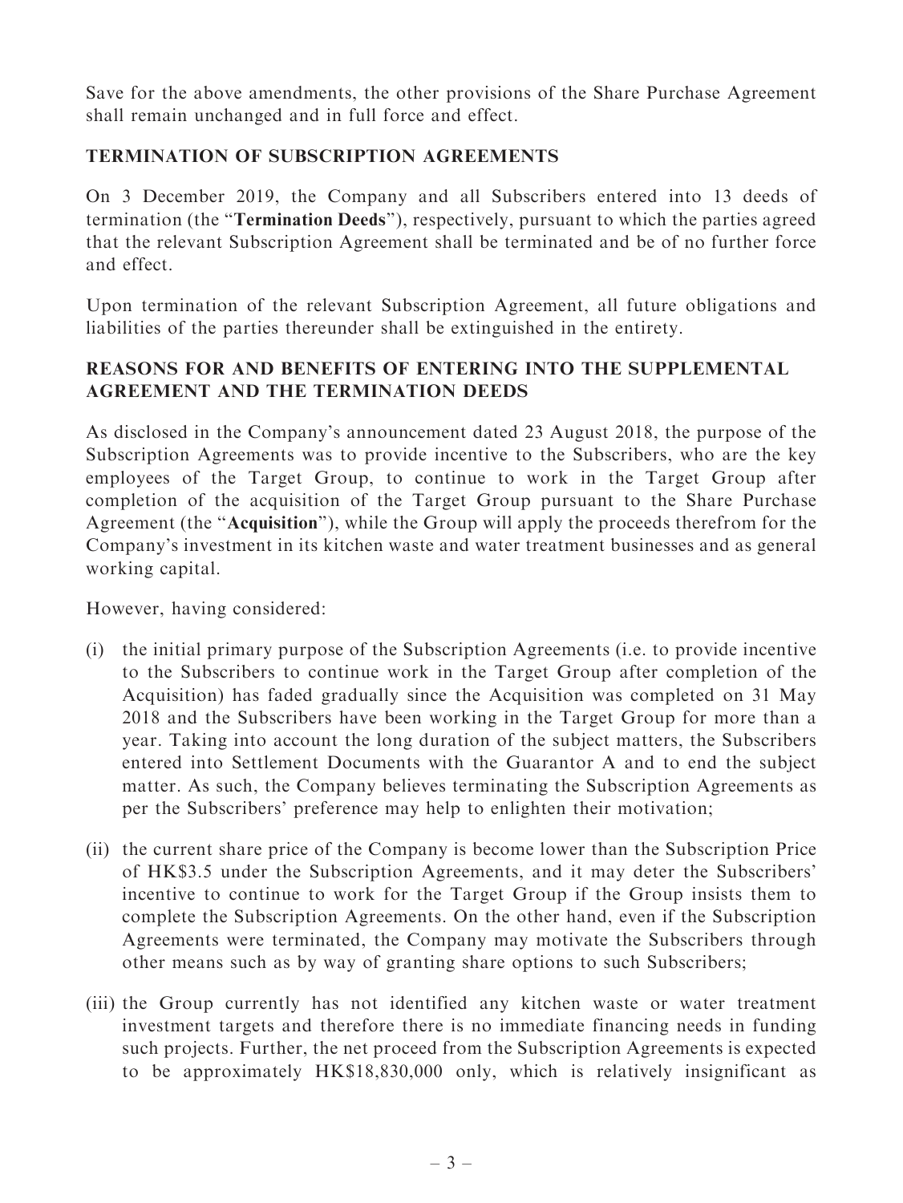Save for the above amendments, the other provisions of the Share Purchase Agreement shall remain unchanged and in full force and effect.

## TERMINATION OF SUBSCRIPTION AGREEMENTS

On 3 December 2019, the Company and all Subscribers entered into 13 deeds of termination (the "**Termination Deeds**"), respectively, pursuant to which the parties agreed that the relevant Subscription Agreement shall be terminated and be of no further force and effect.

Upon termination of the relevant Subscription Agreement, all future obligations and liabilities of the parties thereunder shall be extinguished in the entirety.

## REASONS FOR AND BENEFITS OF ENTERING INTO THE SUPPLEMENTAL AGREEMENT AND THE TERMINATION DEEDS

As disclosed in the Company's announcement dated 23 August 2018, the purpose of the Subscription Agreements was to provide incentive to the Subscribers, who are the key employees of the Target Group, to continue to work in the Target Group after completion of the acquisition of the Target Group pursuant to the Share Purchase Agreement (the "**Acquisition**"), while the Group will apply the proceeds therefrom for the Company's investment in its kitchen waste and water treatment businesses and as general working capital.

However, having considered:

(i) the initial primary purpose of the Subscription Agreements (i.e. to provide incentive to the Subscribers to continue work in the Target Group after completion of the Acquisition) has faded gradually since the Acquisition was completed on 31 May 2018 and the Subscribers have been working in the Target Group for more than a year. Taking into account the long duration of the subject matters, the Subscribers entered into Settlement Documents with the Guarantor A and to end the subject matter. As such, the Company believes terminating the Subscription Agreements as per the Subscribers' preference may help to enlighten their motivation;

(ii) the current share price of the Company is become lower than the Subscription Price of HK$3.5 under the Subscription Agreements, and it may deter the Subscribers' incentive to continue to work for the Target Group if the Group insists them to complete the Subscription Agreements. On the other hand, even if the Subscription Agreements were terminated, the Company may motivate the Subscribers through other means such as by way of granting share options to such Subscribers;

(iii) the Group currently has not identified any kitchen waste or water treatment investment targets and therefore there is no immediate financing needs in funding such projects. Further, the net proceed from the Subscription Agreements is expected to be approximately HK$18,830,000 only, which is relatively insignificant as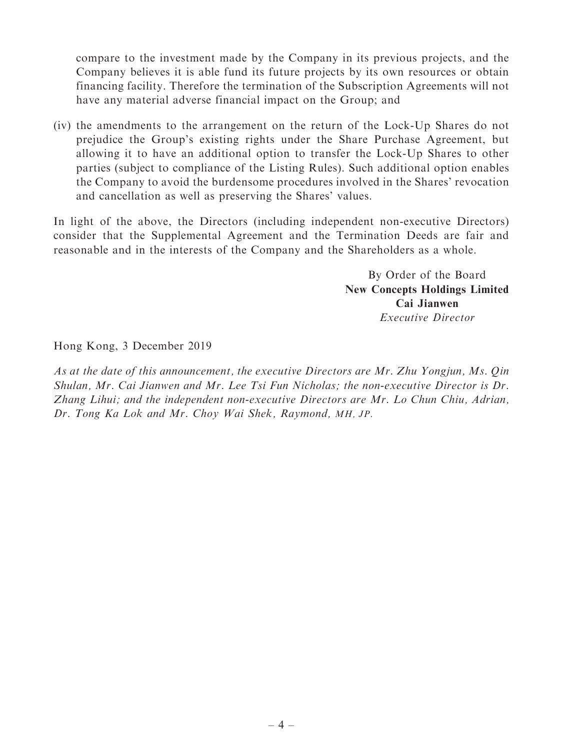compare to the investment made by the Company in its previous projects, and the Company believes it is able fund its future projects by its own resources or obtain financing facility. Therefore the termination of the Subscription Agreements will not have any material adverse financial impact on the Group; and

(iv) the amendments to the arrangement on the return of the Lock-Up Shares do not prejudice the Group's existing rights under the Share Purchase Agreement, but allowing it to have an additional option to transfer the Lock-Up Shares to other parties (subject to compliance of the Listing Rules). Such additional option enables the Company to avoid the burdensome procedures involved in the Shares' revocation and cancellation as well as preserving the Shares' values.

In light of the above, the Directors (including independent non-executive Directors) consider that the Supplemental Agreement and the Termination Deeds are fair and reasonable and in the interests of the Company and the Shareholders as a whole.

By Order of the Board
**New Concepts Holdings Limited**
**Cai Jianwen**
*Executive Director*

Hong Kong, 3 December 2019

*As at the date of this announcement, the executive Directors are Mr. Zhu Yongjun, Ms. Qin Shulan, Mr. Cai Jianwen and Mr. Lee Tsi Fun Nicholas; the non-executive Director is Dr. Zhang Lihui; and the independent non-executive Directors are Mr. Lo Chun Chiu, Adrian, Dr. Tong Ka Lok and Mr. Choy Wai Shek, Raymond, MH, JP.*